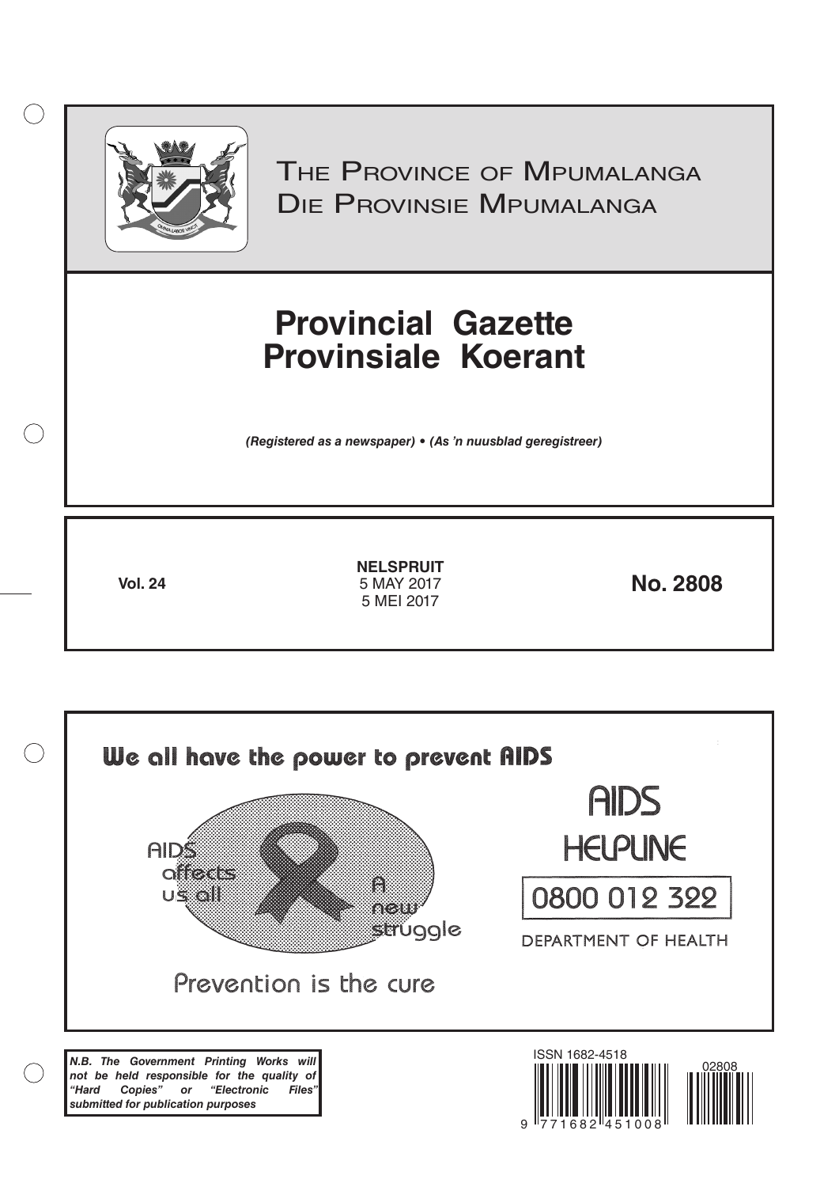The Province of Mpumalanga
Die Provinsie Mpumalanga

# Provincial Gazette
# Provinsiale Koerant

*(Registered as a newspaper) • (As 'n nuusblad geregistreer)*

**Vol. 24**

**NELSPRUIT**
5 MAY 2017
5 MEI 2017

**No. 2808**

We all have the power to prevent AIDS

AIDS affects us all

A new struggle

Prevention is the cure

AIDS HELPLINE

0800 012 322

DEPARTMENT OF HEALTH

***N.B. The Government Printing Works will not be held responsible for the quality of "Hard Copies" or "Electronic Files" submitted for publication purposes***

ISSN 1682-4518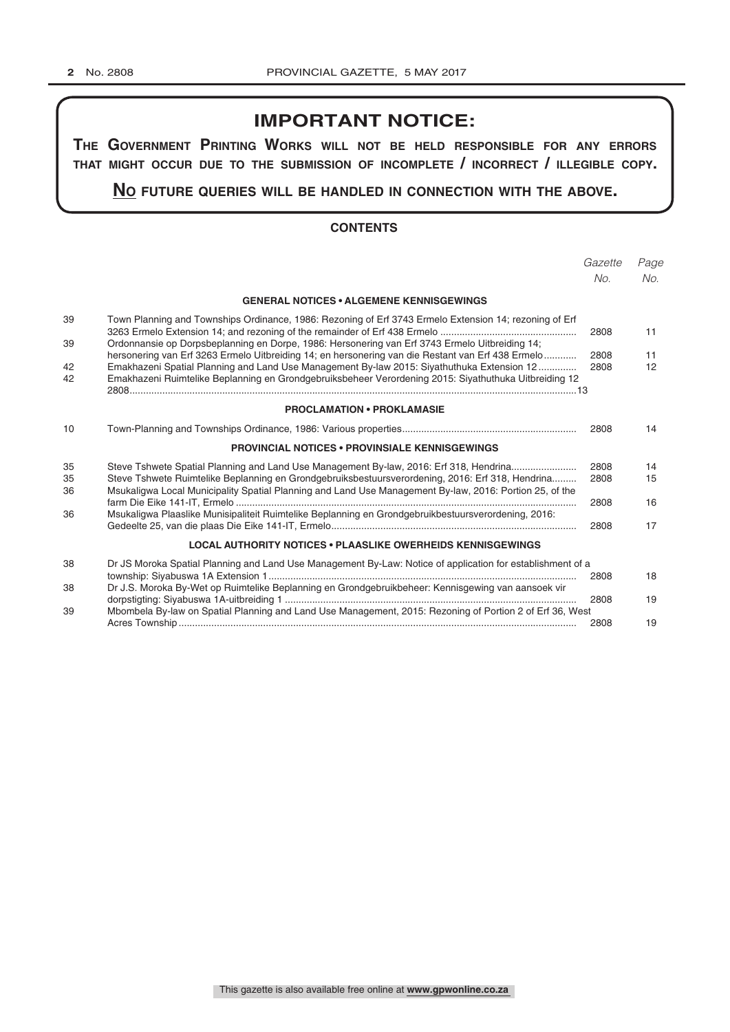## IMPORTANT NOTICE:

**THE GOVERNMENT PRINTING WORKS WILL NOT BE HELD RESPONSIBLE FOR ANY ERRORS THAT MIGHT OCCUR DUE TO THE SUBMISSION OF INCOMPLETE / INCORRECT / ILLEGIBLE COPY.**

**NO FUTURE QUERIES WILL BE HANDLED IN CONNECTION WITH THE ABOVE.**

### CONTENTS

| | | *Gazette No.* | *Page No.* |
|---|---|---|---|
| | **GENERAL NOTICES • ALGEMENE KENNISGEWINGS** | | |
| 39 | Town Planning and Townships Ordinance, 1986: Rezoning of Erf 3743 Ermelo Extension 14; rezoning of Erf 3263 Ermelo Extension 14; and rezoning of the remainder of Erf 438 Ermelo | 2808 | 11 |
| 39 | Ordonnansie op Dorpsbeplanning en Dorpe, 1986: Hersonering van Erf 3743 Ermelo Uitbreiding 14; hersonering van Erf 3263 Ermelo Uitbreiding 14; en hersonering van die Restant van Erf 438 Ermelo | 2808 | 11 |
| 42 | Emakhazeni Spatial Planning and Land Use Management By-law 2015: Siyathuthuka Extension 12 | 2808 | 12 |
| 42 | Emakhazeni Ruimtelike Beplanning en Grondgebruiksbeheer Verordening 2015: Siyathuthuka Uitbreiding 12 2808 | | 13 |
| | **PROCLAMATION • PROKLAMASIE** | | |
| 10 | Town-Planning and Townships Ordinance, 1986: Various properties | 2808 | 14 |
| | **PROVINCIAL NOTICES • PROVINSIALE KENNISGEWINGS** | | |
| 35 | Steve Tshwete Spatial Planning and Land Use Management By-law, 2016: Erf 318, Hendrina | 2808 | 14 |
| 35 | Steve Tshwete Ruimtelike Beplanning en Grondgebruiksbestuursverordening, 2016: Erf 318, Hendrina | 2808 | 15 |
| 36 | Msukaligwa Local Municipality Spatial Planning and Land Use Management By-law, 2016: Portion 25, of the farm Die Eike 141-IT, Ermelo | 2808 | 16 |
| 36 | Msukaligwa Plaaslike Munisipaliteit Ruimtelike Beplanning en Grondgebruikbestuursverordening, 2016: Gedeelte 25, van die plaas Die Eike 141-IT, Ermelo | 2808 | 17 |
| | **LOCAL AUTHORITY NOTICES • PLAASLIKE OWERHEIDS KENNISGEWINGS** | | |
| 38 | Dr JS Moroka Spatial Planning and Land Use Management By-Law: Notice of application for establishment of a township: Siyabuswa 1A Extension 1 | 2808 | 18 |
| 38 | Dr J.S. Moroka By-Wet op Ruimtelike Beplanning en Grondgebruikbeheer: Kennisgewing van aansoek vir dorpstigting: Siyabuswa 1A-uitbreiding 1 | 2808 | 19 |
| 39 | Mbombela By-law on Spatial Planning and Land Use Management, 2015: Rezoning of Portion 2 of Erf 36, West Acres Township | 2808 | 19 |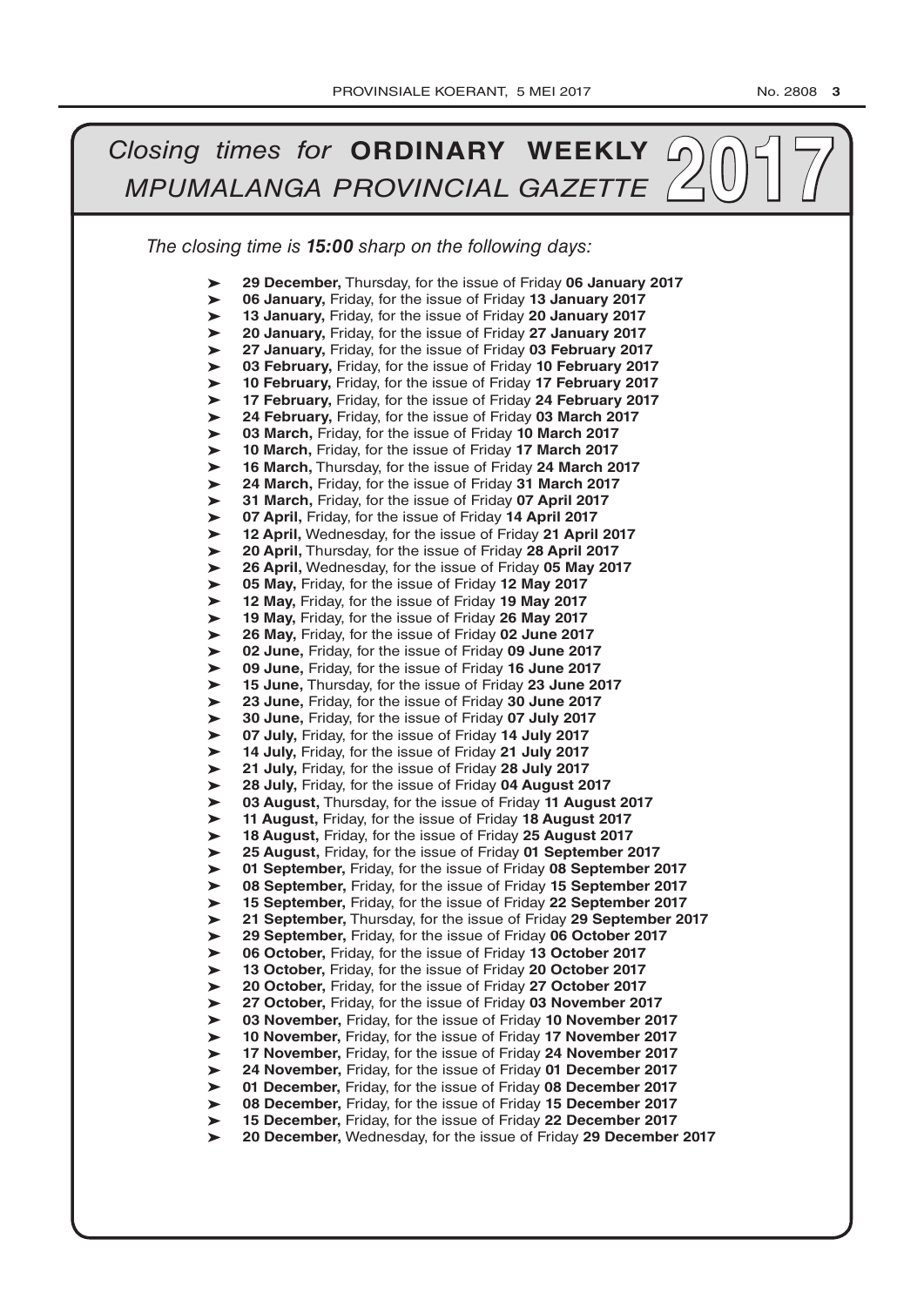# *Closing times for* **ORDINARY WEEKLY** *MPUMALANGA PROVINCIAL GAZETTE* 2017

*The closing time is* ***15:00*** *sharp on the following days:*

- **29 December,** Thursday, for the issue of Friday **06 January 2017**
- **06 January,** Friday, for the issue of Friday **13 January 2017**
- **13 January,** Friday, for the issue of Friday **20 January 2017**
- **20 January,** Friday, for the issue of Friday **27 January 2017**
- **27 January,** Friday, for the issue of Friday **03 February 2017**
- **03 February,** Friday, for the issue of Friday **10 February 2017**
- **10 February,** Friday, for the issue of Friday **17 February 2017**
- **17 February,** Friday, for the issue of Friday **24 February 2017**
- **24 February,** Friday, for the issue of Friday **03 March 2017**
- **03 March,** Friday, for the issue of Friday **10 March 2017**
- **10 March,** Friday, for the issue of Friday **17 March 2017**
- **16 March,** Thursday, for the issue of Friday **24 March 2017**
- **24 March,** Friday, for the issue of Friday **31 March 2017**
- **31 March,** Friday, for the issue of Friday **07 April 2017**
- **07 April,** Friday, for the issue of Friday **14 April 2017**
- **12 April,** Wednesday, for the issue of Friday **21 April 2017**
- **20 April,** Thursday, for the issue of Friday **28 April 2017**
- **26 April,** Wednesday, for the issue of Friday **05 May 2017**
- **05 May,** Friday, for the issue of Friday **12 May 2017**
- **12 May,** Friday, for the issue of Friday **19 May 2017**
- **19 May,** Friday, for the issue of Friday **26 May 2017**
- **26 May,** Friday, for the issue of Friday **02 June 2017**
- **02 June,** Friday, for the issue of Friday **09 June 2017**
- **09 June,** Friday, for the issue of Friday **16 June 2017**
- **15 June,** Thursday, for the issue of Friday **23 June 2017**
- **23 June,** Friday, for the issue of Friday **30 June 2017**
- **30 June,** Friday, for the issue of Friday **07 July 2017**
- **07 July,** Friday, for the issue of Friday **14 July 2017**
- **14 July,** Friday, for the issue of Friday **21 July 2017**
- **21 July,** Friday, for the issue of Friday **28 July 2017**
- **28 July,** Friday, for the issue of Friday **04 August 2017**
- **03 August,** Thursday, for the issue of Friday **11 August 2017**
- **11 August,** Friday, for the issue of Friday **18 August 2017**
- **18 August,** Friday, for the issue of Friday **25 August 2017**
- **25 August,** Friday, for the issue of Friday **01 September 2017**
- **01 September,** Friday, for the issue of Friday **08 September 2017**
- **08 September,** Friday, for the issue of Friday **15 September 2017**
- **15 September,** Friday, for the issue of Friday **22 September 2017**
- **21 September,** Thursday, for the issue of Friday **29 September 2017**
- **29 September,** Friday, for the issue of Friday **06 October 2017**
- **06 October,** Friday, for the issue of Friday **13 October 2017**
- **13 October,** Friday, for the issue of Friday **20 October 2017**
- **20 October,** Friday, for the issue of Friday **27 October 2017**
- **27 October,** Friday, for the issue of Friday **03 November 2017**
- **03 November,** Friday, for the issue of Friday **10 November 2017**
- **10 November,** Friday, for the issue of Friday **17 November 2017**
- **17 November,** Friday, for the issue of Friday **24 November 2017**
- **24 November,** Friday, for the issue of Friday **01 December 2017**
- **01 December,** Friday, for the issue of Friday **08 December 2017**
- **08 December,** Friday, for the issue of Friday **15 December 2017**
- **15 December,** Friday, for the issue of Friday **22 December 2017**
- **20 December,** Wednesday, for the issue of Friday **29 December 2017**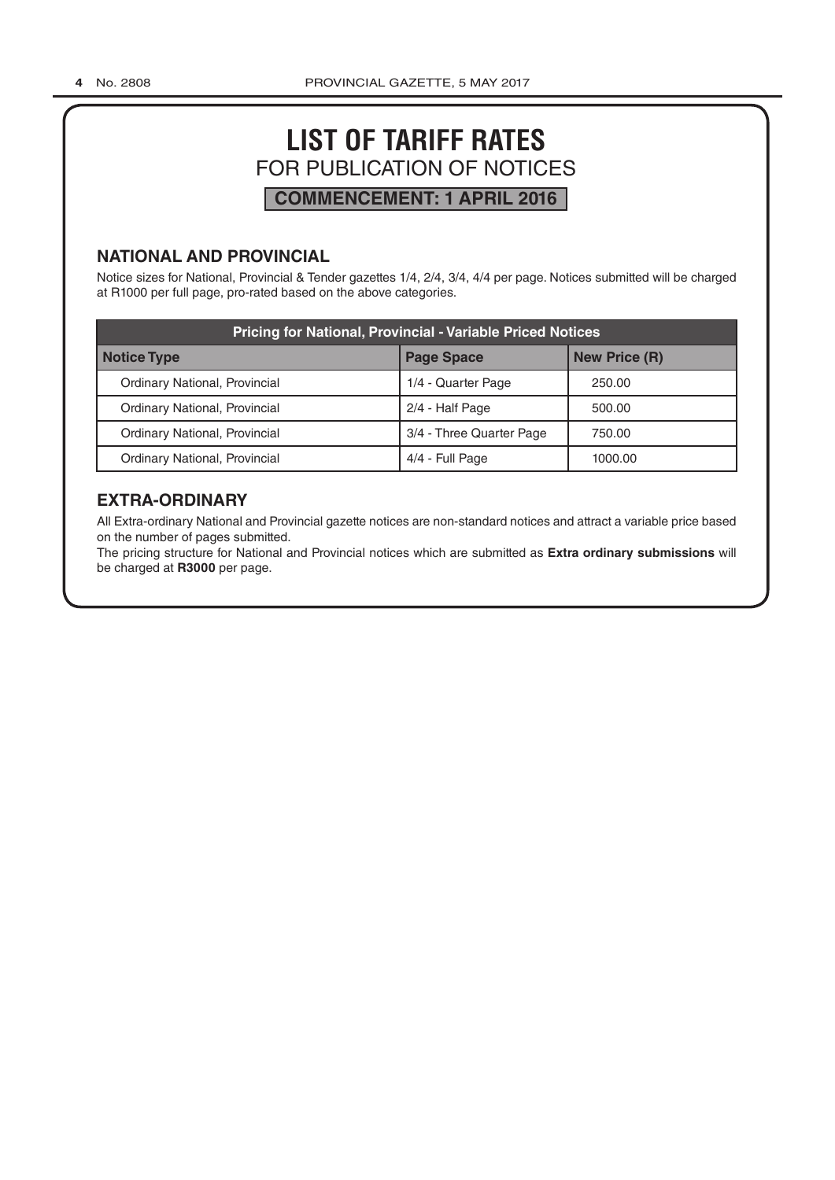# LIST OF TARIFF RATES

FOR PUBLICATION OF NOTICES

**COMMENCEMENT: 1 APRIL 2016**

## NATIONAL AND PROVINCIAL

Notice sizes for National, Provincial & Tender gazettes 1/4, 2/4, 3/4, 4/4 per page. Notices submitted will be charged at R1000 per full page, pro-rated based on the above categories.

| Pricing for National, Provincial - Variable Priced Notices | | |
|---|---|---|
| **Notice Type** | **Page Space** | **New Price (R)** |
| Ordinary National, Provincial | 1/4 - Quarter Page | 250.00 |
| Ordinary National, Provincial | 2/4 - Half Page | 500.00 |
| Ordinary National, Provincial | 3/4 - Three Quarter Page | 750.00 |
| Ordinary National, Provincial | 4/4 - Full Page | 1000.00 |

## EXTRA-ORDINARY

All Extra-ordinary National and Provincial gazette notices are non-standard notices and attract a variable price based on the number of pages submitted.

The pricing structure for National and Provincial notices which are submitted as **Extra ordinary submissions** will be charged at **R3000** per page.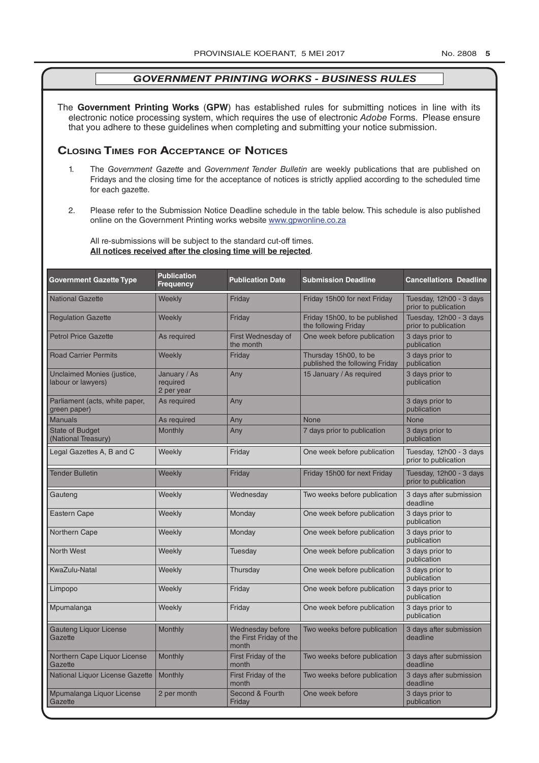## *GOVERNMENT PRINTING WORKS - BUSINESS RULES*

The **Government Printing Works** (**GPW**) has established rules for submitting notices in line with its electronic notice processing system, which requires the use of electronic *Adobe* Forms. Please ensure that you adhere to these guidelines when completing and submitting your notice submission.

## Closing Times for Acceptance of Notices

1. The *Government Gazette* and *Government Tender Bulletin* are weekly publications that are published on Fridays and the closing time for the acceptance of notices is strictly applied according to the scheduled time for each gazette.

2. Please refer to the Submission Notice Deadline schedule in the table below. This schedule is also published online on the Government Printing works website www.gpwonline.co.za

   All re-submissions will be subject to the standard cut-off times.
   **All notices received after the closing time will be rejected**.

| Government Gazette Type | Publication Frequency | Publication Date | Submission Deadline | Cancellations Deadline |
|---|---|---|---|---|
| National Gazette | Weekly | Friday | Friday 15h00 for next Friday | Tuesday, 12h00 - 3 days prior to publication |
| Regulation Gazette | Weekly | Friday | Friday 15h00, to be published the following Friday | Tuesday, 12h00 - 3 days prior to publication |
| Petrol Price Gazette | As required | First Wednesday of the month | One week before publication | 3 days prior to publication |
| Road Carrier Permits | Weekly | Friday | Thursday 15h00, to be published the following Friday | 3 days prior to publication |
| Unclaimed Monies (justice, labour or lawyers) | January / As required 2 per year | Any | 15 January / As required | 3 days prior to publication |
| Parliament (acts, white paper, green paper) | As required | Any | | 3 days prior to publication |
| Manuals | As required | Any | None | None |
| State of Budget (National Treasury) | Monthly | Any | 7 days prior to publication | 3 days prior to publication |
| Legal Gazettes A, B and C | Weekly | Friday | One week before publication | Tuesday, 12h00 - 3 days prior to publication |
| Tender Bulletin | Weekly | Friday | Friday 15h00 for next Friday | Tuesday, 12h00 - 3 days prior to publication |
| Gauteng | Weekly | Wednesday | Two weeks before publication | 3 days after submission deadline |
| Eastern Cape | Weekly | Monday | One week before publication | 3 days prior to publication |
| Northern Cape | Weekly | Monday | One week before publication | 3 days prior to publication |
| North West | Weekly | Tuesday | One week before publication | 3 days prior to publication |
| KwaZulu-Natal | Weekly | Thursday | One week before publication | 3 days prior to publication |
| Limpopo | Weekly | Friday | One week before publication | 3 days prior to publication |
| Mpumalanga | Weekly | Friday | One week before publication | 3 days prior to publication |
| Gauteng Liquor License Gazette | Monthly | Wednesday before the First Friday of the month | Two weeks before publication | 3 days after submission deadline |
| Northern Cape Liquor License Gazette | Monthly | First Friday of the month | Two weeks before publication | 3 days after submission deadline |
| National Liquor License Gazette | Monthly | First Friday of the month | Two weeks before publication | 3 days after submission deadline |
| Mpumalanga Liquor License Gazette | 2 per month | Second & Fourth Friday | One week before | 3 days prior to publication |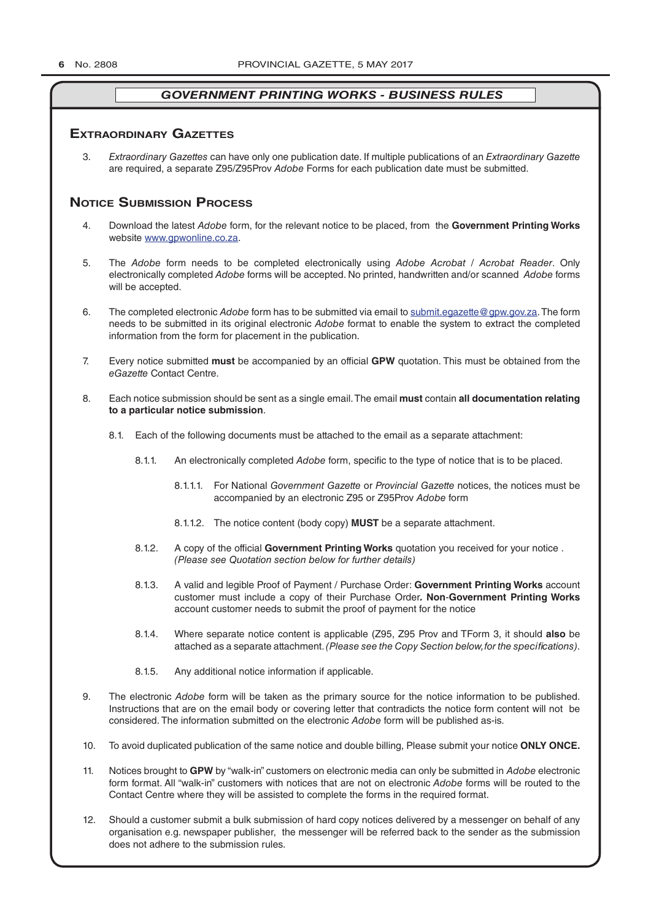## GOVERNMENT PRINTING WORKS - BUSINESS RULES

### Extraordinary Gazettes

3. *Extraordinary Gazettes* can have only one publication date. If multiple publications of an *Extraordinary Gazette* are required, a separate Z95/Z95Prov *Adobe* Forms for each publication date must be submitted.

### Notice Submission Process

4. Download the latest *Adobe* form, for the relevant notice to be placed, from the **Government Printing Works** website www.gpwonline.co.za.

5. The *Adobe* form needs to be completed electronically using *Adobe Acrobat* / *Acrobat Reader*. Only electronically completed *Adobe* forms will be accepted. No printed, handwritten and/or scanned *Adobe* forms will be accepted.

6. The completed electronic *Adobe* form has to be submitted via email to submit.egazette@gpw.gov.za. The form needs to be submitted in its original electronic *Adobe* format to enable the system to extract the completed information from the form for placement in the publication.

7. Every notice submitted **must** be accompanied by an official **GPW** quotation. This must be obtained from the *eGazette* Contact Centre.

8. Each notice submission should be sent as a single email. The email **must** contain **all documentation relating to a particular notice submission**.

   8.1. Each of the following documents must be attached to the email as a separate attachment:

   8.1.1. An electronically completed *Adobe* form, specific to the type of notice that is to be placed.

   8.1.1.1. For National *Government Gazette* or *Provincial Gazette* notices, the notices must be accompanied by an electronic Z95 or Z95Prov *Adobe* form

   8.1.1.2. The notice content (body copy) **MUST** be a separate attachment.

   8.1.2. A copy of the official **Government Printing Works** quotation you received for your notice . *(Please see Quotation section below for further details)*

   8.1.3. A valid and legible Proof of Payment / Purchase Order: **Government Printing Works** account customer must include a copy of their Purchase Order**. Non**-**Government Printing Works** account customer needs to submit the proof of payment for the notice

   8.1.4. Where separate notice content is applicable (Z95, Z95 Prov and TForm 3, it should **also** be attached as a separate attachment. *(Please see the Copy Section below, for the specifications)*.

   8.1.5. Any additional notice information if applicable.

9. The electronic *Adobe* form will be taken as the primary source for the notice information to be published. Instructions that are on the email body or covering letter that contradicts the notice form content will not be considered. The information submitted on the electronic *Adobe* form will be published as-is.

10. To avoid duplicated publication of the same notice and double billing, Please submit your notice **ONLY ONCE.**

11. Notices brought to **GPW** by "walk-in" customers on electronic media can only be submitted in *Adobe* electronic form format. All "walk-in" customers with notices that are not on electronic *Adobe* forms will be routed to the Contact Centre where they will be assisted to complete the forms in the required format.

12. Should a customer submit a bulk submission of hard copy notices delivered by a messenger on behalf of any organisation e.g. newspaper publisher, the messenger will be referred back to the sender as the submission does not adhere to the submission rules.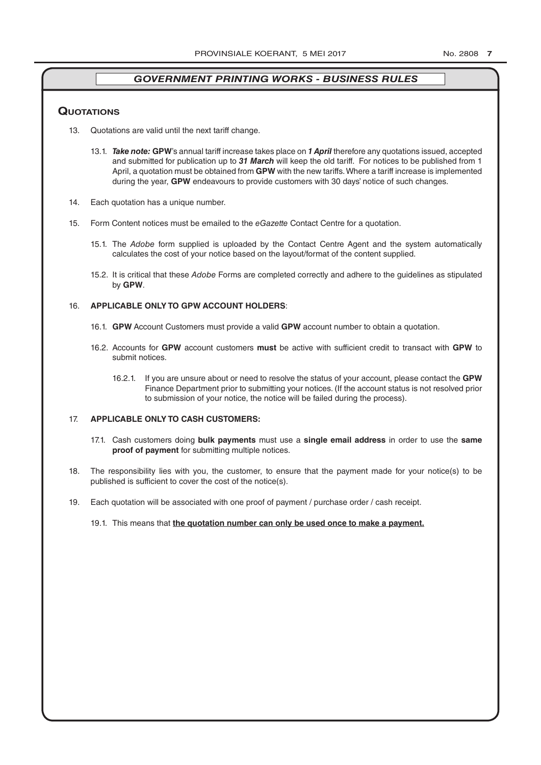## *GOVERNMENT PRINTING WORKS - BUSINESS RULES*

### Quotations

13. Quotations are valid until the next tariff change.

    13.1. ***Take note:*** **GPW**'s annual tariff increase takes place on ***1 April*** therefore any quotations issued, accepted and submitted for publication up to ***31 March*** will keep the old tariff. For notices to be published from 1 April, a quotation must be obtained from **GPW** with the new tariffs. Where a tariff increase is implemented during the year, **GPW** endeavours to provide customers with 30 days' notice of such changes.

14. Each quotation has a unique number.

15. Form Content notices must be emailed to the *eGazette* Contact Centre for a quotation.

    15.1. The *Adobe* form supplied is uploaded by the Contact Centre Agent and the system automatically calculates the cost of your notice based on the layout/format of the content supplied.

    15.2. It is critical that these *Adobe* Forms are completed correctly and adhere to the guidelines as stipulated by **GPW**.

16. **APPLICABLE ONLY TO GPW ACCOUNT HOLDERS**:

    16.1. **GPW** Account Customers must provide a valid **GPW** account number to obtain a quotation.

    16.2. Accounts for **GPW** account customers **must** be active with sufficient credit to transact with **GPW** to submit notices.

    16.2.1. If you are unsure about or need to resolve the status of your account, please contact the **GPW** Finance Department prior to submitting your notices. (If the account status is not resolved prior to submission of your notice, the notice will be failed during the process).

17. **APPLICABLE ONLY TO CASH CUSTOMERS:**

    17.1. Cash customers doing **bulk payments** must use a **single email address** in order to use the **same proof of payment** for submitting multiple notices.

18. The responsibility lies with you, the customer, to ensure that the payment made for your notice(s) to be published is sufficient to cover the cost of the notice(s).

19. Each quotation will be associated with one proof of payment / purchase order / cash receipt.

    19.1. This means that **<u>the quotation number can only be used once to make a payment.</u>**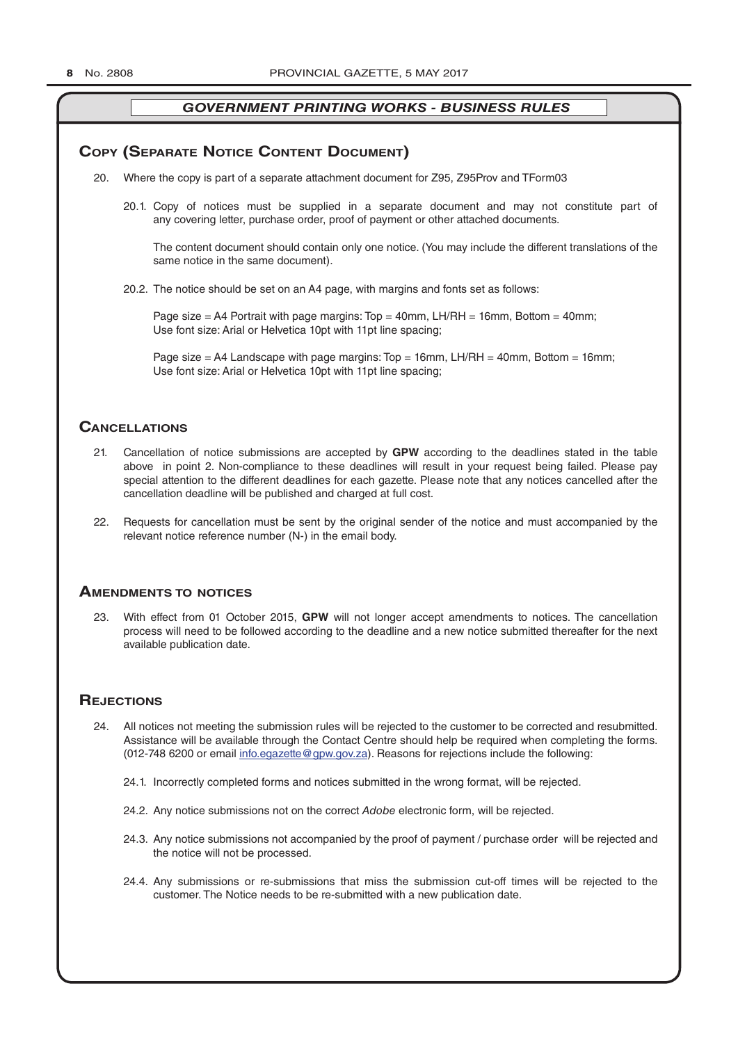## GOVERNMENT PRINTING WORKS - BUSINESS RULES

## Copy (Separate Notice Content Document)

20. Where the copy is part of a separate attachment document for Z95, Z95Prov and TForm03

    20.1. Copy of notices must be supplied in a separate document and may not constitute part of any covering letter, purchase order, proof of payment or other attached documents.

    The content document should contain only one notice. (You may include the different translations of the same notice in the same document).

    20.2. The notice should be set on an A4 page, with margins and fonts set as follows:

    Page size = A4 Portrait with page margins: Top = 40mm, LH/RH = 16mm, Bottom = 40mm;
    Use font size: Arial or Helvetica 10pt with 11pt line spacing;

    Page size = A4 Landscape with page margins: Top = 16mm, LH/RH = 40mm, Bottom = 16mm;
    Use font size: Arial or Helvetica 10pt with 11pt line spacing;

## Cancellations

21. Cancellation of notice submissions are accepted by **GPW** according to the deadlines stated in the table above in point 2. Non-compliance to these deadlines will result in your request being failed. Please pay special attention to the different deadlines for each gazette. Please note that any notices cancelled after the cancellation deadline will be published and charged at full cost.

22. Requests for cancellation must be sent by the original sender of the notice and must accompanied by the relevant notice reference number (N-) in the email body.

## Amendments to notices

23. With effect from 01 October 2015, **GPW** will not longer accept amendments to notices. The cancellation process will need to be followed according to the deadline and a new notice submitted thereafter for the next available publication date.

## Rejections

24. All notices not meeting the submission rules will be rejected to the customer to be corrected and resubmitted. Assistance will be available through the Contact Centre should help be required when completing the forms. (012-748 6200 or email info.egazette@gpw.gov.za). Reasons for rejections include the following:

    24.1. Incorrectly completed forms and notices submitted in the wrong format, will be rejected.

    24.2. Any notice submissions not on the correct *Adobe* electronic form, will be rejected.

    24.3. Any notice submissions not accompanied by the proof of payment / purchase order will be rejected and the notice will not be processed.

    24.4. Any submissions or re-submissions that miss the submission cut-off times will be rejected to the customer. The Notice needs to be re-submitted with a new publication date.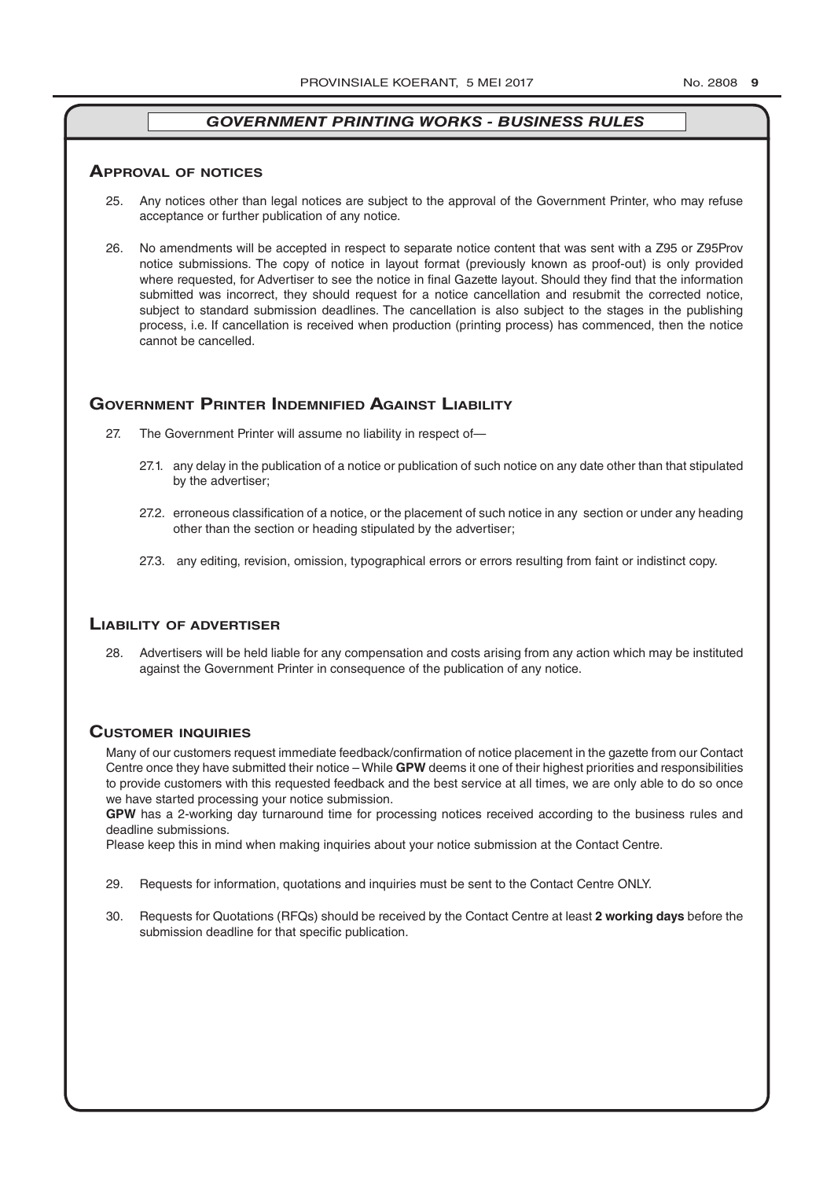## *GOVERNMENT PRINTING WORKS - BUSINESS RULES*

### Approval of notices

25. Any notices other than legal notices are subject to the approval of the Government Printer, who may refuse acceptance or further publication of any notice.

26. No amendments will be accepted in respect to separate notice content that was sent with a Z95 or Z95Prov notice submissions. The copy of notice in layout format (previously known as proof-out) is only provided where requested, for Advertiser to see the notice in final Gazette layout. Should they find that the information submitted was incorrect, they should request for a notice cancellation and resubmit the corrected notice, subject to standard submission deadlines. The cancellation is also subject to the stages in the publishing process, i.e. If cancellation is received when production (printing process) has commenced, then the notice cannot be cancelled.

### Government Printer Indemnified Against Liability

27. The Government Printer will assume no liability in respect of—

    27.1. any delay in the publication of a notice or publication of such notice on any date other than that stipulated by the advertiser;

    27.2. erroneous classification of a notice, or the placement of such notice in any section or under any heading other than the section or heading stipulated by the advertiser;

    27.3. any editing, revision, omission, typographical errors or errors resulting from faint or indistinct copy.

### Liability of advertiser

28. Advertisers will be held liable for any compensation and costs arising from any action which may be instituted against the Government Printer in consequence of the publication of any notice.

### Customer inquiries

Many of our customers request immediate feedback/confirmation of notice placement in the gazette from our Contact Centre once they have submitted their notice – While **GPW** deems it one of their highest priorities and responsibilities to provide customers with this requested feedback and the best service at all times, we are only able to do so once we have started processing your notice submission.

**GPW** has a 2-working day turnaround time for processing notices received according to the business rules and deadline submissions.

Please keep this in mind when making inquiries about your notice submission at the Contact Centre.

29. Requests for information, quotations and inquiries must be sent to the Contact Centre ONLY.

30. Requests for Quotations (RFQs) should be received by the Contact Centre at least **2 working days** before the submission deadline for that specific publication.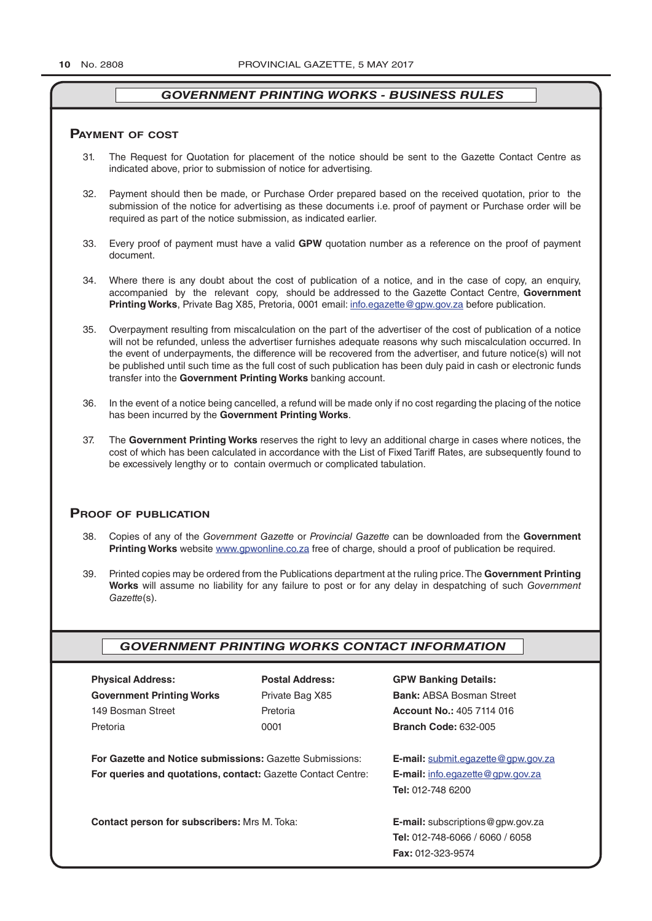## GOVERNMENT PRINTING WORKS - BUSINESS RULES

### Payment of cost

31. The Request for Quotation for placement of the notice should be sent to the Gazette Contact Centre as indicated above, prior to submission of notice for advertising.

32. Payment should then be made, or Purchase Order prepared based on the received quotation, prior to the submission of the notice for advertising as these documents i.e. proof of payment or Purchase order will be required as part of the notice submission, as indicated earlier.

33. Every proof of payment must have a valid **GPW** quotation number as a reference on the proof of payment document.

34. Where there is any doubt about the cost of publication of a notice, and in the case of copy, an enquiry, accompanied by the relevant copy, should be addressed to the Gazette Contact Centre, **Government Printing Works**, Private Bag X85, Pretoria, 0001 email: info.egazette@gpw.gov.za before publication.

35. Overpayment resulting from miscalculation on the part of the advertiser of the cost of publication of a notice will not be refunded, unless the advertiser furnishes adequate reasons why such miscalculation occurred. In the event of underpayments, the difference will be recovered from the advertiser, and future notice(s) will not be published until such time as the full cost of such publication has been duly paid in cash or electronic funds transfer into the **Government Printing Works** banking account.

36. In the event of a notice being cancelled, a refund will be made only if no cost regarding the placing of the notice has been incurred by the **Government Printing Works**.

37. The **Government Printing Works** reserves the right to levy an additional charge in cases where notices, the cost of which has been calculated in accordance with the List of Fixed Tariff Rates, are subsequently found to be excessively lengthy or to contain overmuch or complicated tabulation.

### Proof of publication

38. Copies of any of the *Government Gazette* or *Provincial Gazette* can be downloaded from the **Government Printing Works** website www.gpwonline.co.za free of charge, should a proof of publication be required.

39. Printed copies may be ordered from the Publications department at the ruling price. The **Government Printing Works** will assume no liability for any failure to post or for any delay in despatching of such *Government Gazette*(s).

## GOVERNMENT PRINTING WORKS CONTACT INFORMATION

**Physical Address:**
**Government Printing Works**
149 Bosman Street
Pretoria

**Postal Address:**
Private Bag X85
Pretoria
0001

**GPW Banking Details:**
**Bank:** ABSA Bosman Street
**Account No.:** 405 7114 016
**Branch Code:** 632-005

**For Gazette and Notice submissions:** Gazette Submissions: **E-mail:** submit.egazette@gpw.gov.za

**For queries and quotations, contact:** Gazette Contact Centre: **E-mail:** info.egazette@gpw.gov.za
**Tel:** 012-748 6200

**Contact person for subscribers:** Mrs M. Toka: **E-mail:** subscriptions@gpw.gov.za
**Tel:** 012-748-6066 / 6060 / 6058
**Fax:** 012-323-9574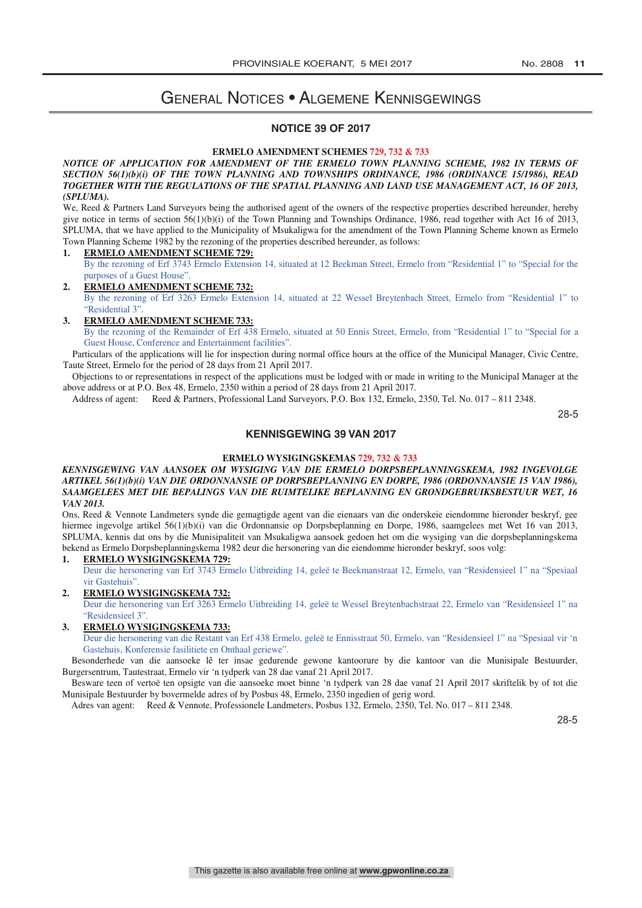# General Notices • Algemene Kennisgewings

## NOTICE 39 OF 2017

**ERMELO AMENDMENT SCHEMES 729, 732 & 733**

***NOTICE OF APPLICATION FOR AMENDMENT OF THE ERMELO TOWN PLANNING SCHEME, 1982 IN TERMS OF SECTION 56(1)(b)(i) OF THE TOWN PLANNING AND TOWNSHIPS ORDINANCE, 1986 (ORDINANCE 15/1986), READ TOGETHER WITH THE REGULATIONS OF THE SPATIAL PLANNING AND LAND USE MANAGEMENT ACT, 16 OF 2013, (SPLUMA).***

We, Reed & Partners Land Surveyors being the authorised agent of the owners of the respective properties described hereunder, hereby give notice in terms of section 56(1)(b)(i) of the Town Planning and Townships Ordinance, 1986, read together with Act 16 of 2013, SPLUMA, that we have applied to the Municipality of Msukaligwa for the amendment of the Town Planning Scheme known as Ermelo Town Planning Scheme 1982 by the rezoning of the properties described hereunder, as follows:

1. **ERMELO AMENDMENT SCHEME 729:**
   By the rezoning of Erf 3743 Ermelo Extension 14, situated at 12 Beekman Street, Ermelo from "Residential 1" to "Special for the purposes of a Guest House".
2. **ERMELO AMENDMENT SCHEME 732:**
   By the rezoning of Erf 3263 Ermelo Extension 14, situated at 22 Wessel Breytenbach Street, Ermelo from "Residential 1" to "Residential 3".
3. **ERMELO AMENDMENT SCHEME 733:**
   By the rezoning of the Remainder of Erf 438 Ermelo, situated at 50 Ennis Street, Ermelo, from "Residential 1" to "Special for a Guest House, Conference and Entertainment facilities".

Particulars of the applications will lie for inspection during normal office hours at the office of the Municipal Manager, Civic Centre, Taute Street, Ermelo for the period of 28 days from 21 April 2017.

Objections to or representations in respect of the applications must be lodged with or made in writing to the Municipal Manager at the above address or at P.O. Box 48, Ermelo, 2350 within a period of 28 days from 21 April 2017.

Address of agent: Reed & Partners, Professional Land Surveyors, P.O. Box 132, Ermelo, 2350, Tel. No. 017 – 811 2348.

28-5

## KENNISGEWING 39 VAN 2017

**ERMELO WYSIGINGSSKEMAS 729, 732 & 733**

***KENNISGEWING VAN AANSOEK OM WYSIGING VAN DIE ERMELO DORPSBEPLANNINGSKEMA, 1982 INGEVOLGE ARTIKEL 56(1)(b)(i) VAN DIE ORDONNANSIE OP DORPSBEPLANNING EN DORPE, 1986 (ORDONNANSIE 15 VAN 1986), SAAMGELEES MET DIE BEPALINGS VAN DIE RUIMTELIKE BEPLANNING EN GRONDGEBRUIKSBESTUUR WET, 16 VAN 2013.***

Ons, Reed & Vennote Landmeters synde die gemagtigde agent van die eienaars van die onderskeie eiendomme hieronder beskryf, gee hiermee ingevolge artikel 56(1)(b)(i) van die Ordonnansie op Dorpsbeplanning en Dorpe, 1986, saamgelees met Wet 16 van 2013, SPLUMA, kennis dat ons by die Munisipaliteit van Msukaligwa aansoek gedoen het om die wysiging van die dorpsbeplanningskema bekend as Ermelo Dorpsbeplanningskema 1982 deur die hersonering van die eiendomme hieronder beskryf, soos volg:

1. **ERMELO WYSIGINGSKEMA 729:**
   Deur die hersonering van Erf 3743 Ermelo Uitbreiding 14, geleë te Beekmanstraat 12, Ermelo, van "Residensieel 1" na "Spesiaal vir Gastehuis".
2. **ERMELO WYSIGINGSKEMA 732:**
   Deur die hersonering van Erf 3263 Ermelo Uitbreiding 14, geleë te Wessel Breytenbachstraat 22, Ermelo van "Residensieel 1" na "Residensieel 3".
3. **ERMELO WYSIGINGSKEMA 733:**
   Deur die hersonering van die Restant van Erf 438 Ermelo, geleë te Ennisstraat 50, Ermelo, van "Residensieel 1" na "Spesiaal vir 'n Gastehuis, Konferensie fasilitiete en Onthaal geriewe".

Besonderhede van die aansoeke lê ter insae gedurende gewone kantoorure by die kantoor van die Munisipale Bestuurder, Burgersentrum, Tautestraat, Ermelo vir 'n tydperk van 28 dae vanaf 21 April 2017.

Besware teen of vertoë ten opsigte van die aansoeke moet binne 'n tydperk van 28 dae vanaf 21 April 2017 skriftelik by of tot die Munisipale Bestuurder by bovermelde adres of by Posbus 48, Ermelo, 2350 ingedien of gerig word.

Adres van agent: Reed & Vennote, Professionele Landmeters, Posbus 132, Ermelo, 2350, Tel. No. 017 – 811 2348.

28-5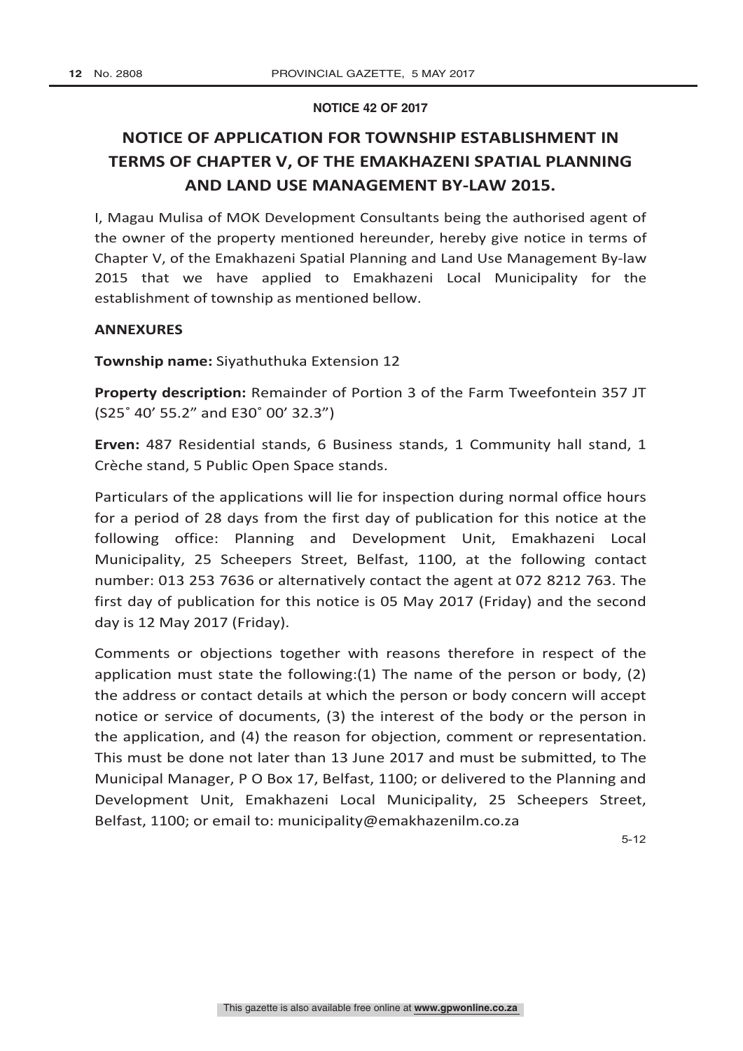**NOTICE 42 OF 2017**

# NOTICE OF APPLICATION FOR TOWNSHIP ESTABLISHMENT IN TERMS OF CHAPTER V, OF THE EMAKHAZENI SPATIAL PLANNING AND LAND USE MANAGEMENT BY-LAW 2015.

I, Magau Mulisa of MOK Development Consultants being the authorised agent of the owner of the property mentioned hereunder, hereby give notice in terms of Chapter V, of the Emakhazeni Spatial Planning and Land Use Management By-law 2015 that we have applied to Emakhazeni Local Municipality for the establishment of township as mentioned bellow.

**ANNEXURES**

**Township name:** Siyathuthuka Extension 12

**Property description:** Remainder of Portion 3 of the Farm Tweefontein 357 JT (S25˚ 40' 55.2" and E30˚ 00' 32.3")

**Erven:** 487 Residential stands, 6 Business stands, 1 Community hall stand, 1 Crèche stand, 5 Public Open Space stands.

Particulars of the applications will lie for inspection during normal office hours for a period of 28 days from the first day of publication for this notice at the following office: Planning and Development Unit, Emakhazeni Local Municipality, 25 Scheepers Street, Belfast, 1100, at the following contact number: 013 253 7636 or alternatively contact the agent at 072 8212 763. The first day of publication for this notice is 05 May 2017 (Friday) and the second day is 12 May 2017 (Friday).

Comments or objections together with reasons therefore in respect of the application must state the following:(1) The name of the person or body, (2) the address or contact details at which the person or body concern will accept notice or service of documents, (3) the interest of the body or the person in the application, and (4) the reason for objection, comment or representation. This must be done not later than 13 June 2017 and must be submitted, to The Municipal Manager, P O Box 17, Belfast, 1100; or delivered to the Planning and Development Unit, Emakhazeni Local Municipality, 25 Scheepers Street, Belfast, 1100; or email to: municipality@emakhazenilm.co.za

5-12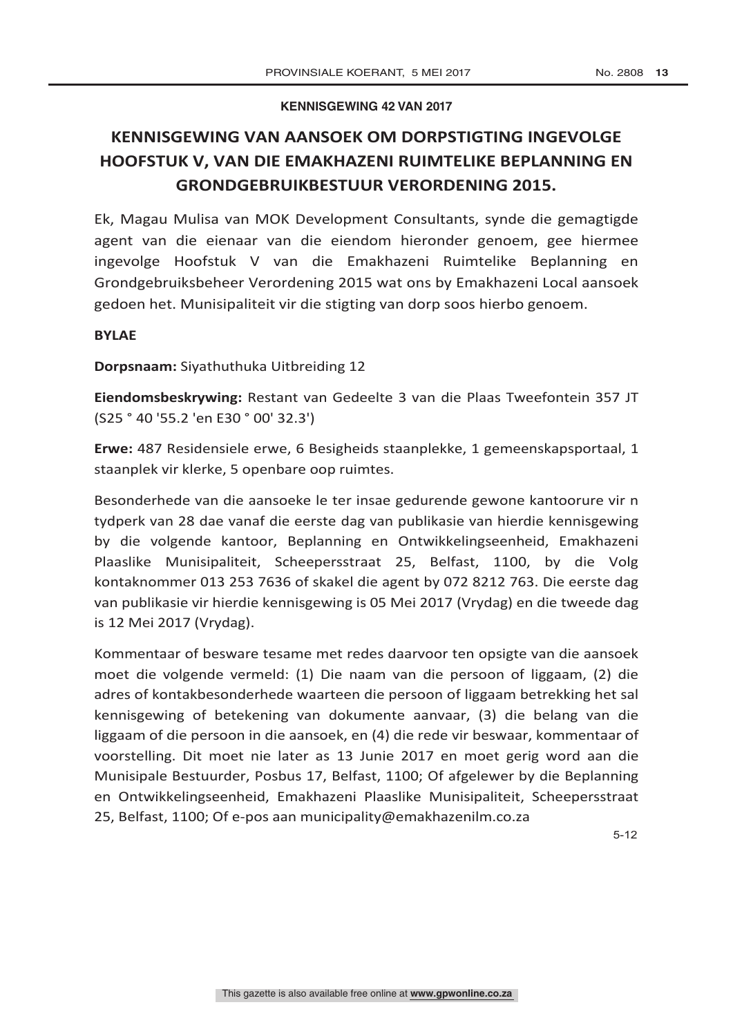**KENNISGEWING 42 VAN 2017**

# KENNISGEWING VAN AANSOEK OM DORPSTIGTING INGEVOLGE HOOFSTUK V, VAN DIE EMAKHAZENI RUIMTELIKE BEPLANNING EN GRONDGEBRUIKBESTUUR VERORDENING 2015.

Ek, Magau Mulisa van MOK Development Consultants, synde die gemagtigde agent van die eienaar van die eiendom hieronder genoem, gee hiermee ingevolge Hoofstuk V van die Emakhazeni Ruimtelike Beplanning en Grondgebruiksbeheer Verordening 2015 wat ons by Emakhazeni Local aansoek gedoen het. Munisipaliteit vir die stigting van dorp soos hierbo genoem.

**BYLAE**

**Dorpsnaam:** Siyathuthuka Uitbreiding 12

**Eiendomsbeskrywing:** Restant van Gedeelte 3 van die Plaas Tweefontein 357 JT (S25 ° 40 '55.2 'en E30 ° 00' 32.3')

**Erwe:** 487 Residensiele erwe, 6 Besigheids staanplekke, 1 gemeenskapsportaal, 1 staanplek vir klerke, 5 openbare oop ruimtes.

Besonderhede van die aansoeke le ter insae gedurende gewone kantoorure vir n tydperk van 28 dae vanaf die eerste dag van publikasie van hierdie kennisgewing by die volgende kantoor, Beplanning en Ontwikkelingseenheid, Emakhazeni Plaaslike Munisipaliteit, Scheepersstraat 25, Belfast, 1100, by die Volg kontaknommer 013 253 7636 of skakel die agent by 072 8212 763. Die eerste dag van publikasie vir hierdie kennisgewing is 05 Mei 2017 (Vrydag) en die tweede dag is 12 Mei 2017 (Vrydag).

Kommentaar of besware tesame met redes daarvoor ten opsigte van die aansoek moet die volgende vermeld: (1) Die naam van die persoon of liggaam, (2) die adres of kontakbesonderhede waarteen die persoon of liggaam betrekking het sal kennisgewing of betekening van dokumente aanvaar, (3) die belang van die liggaam of die persoon in die aansoek, en (4) die rede vir beswaar, kommentaar of voorstelling. Dit moet nie later as 13 Junie 2017 en moet gerig word aan die Munisipale Bestuurder, Posbus 17, Belfast, 1100; Of afgelewer by die Beplanning en Ontwikkelingseenheid, Emakhazeni Plaaslike Munisipaliteit, Scheepersstraat 25, Belfast, 1100; Of e-pos aan municipality@emakhazenilm.co.za

5-12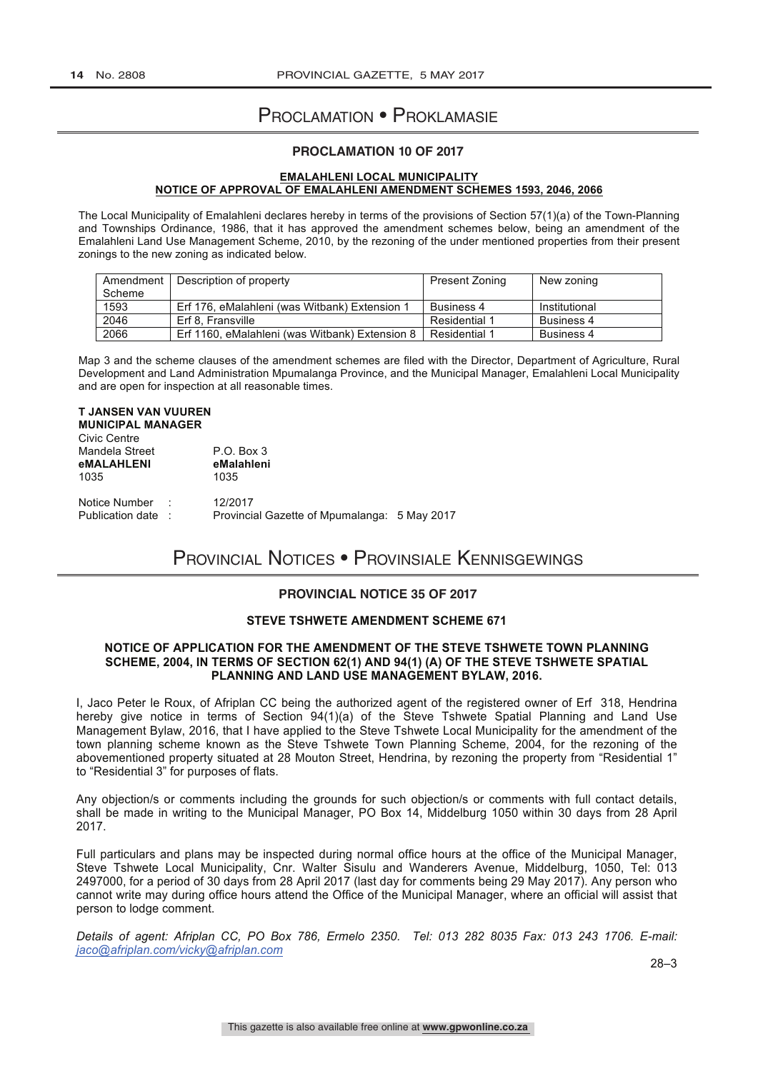# Proclamation • Proklamasie

## PROCLAMATION 10 OF 2017

**EMALAHLENI LOCAL MUNICIPALITY**
**NOTICE OF APPROVAL OF EMALAHLENI AMENDMENT SCHEMES 1593, 2046, 2066**

The Local Municipality of Emalahleni declares hereby in terms of the provisions of Section 57(1)(a) of the Town-Planning and Townships Ordinance, 1986, that it has approved the amendment schemes below, being an amendment of the Emalahleni Land Use Management Scheme, 2010, by the rezoning of the under mentioned properties from their present zonings to the new zoning as indicated below.

| Amendment Scheme | Description of property | Present Zoning | New zoning |
|---|---|---|---|
| 1593 | Erf 176, eMalahleni (was Witbank) Extension 1 | Business 4 | Institutional |
| 2046 | Erf 8, Fransville | Residential 1 | Business 4 |
| 2066 | Erf 1160, eMalahleni (was Witbank) Extension 8 | Residential 1 | Business 4 |

Map 3 and the scheme clauses of the amendment schemes are filed with the Director, Department of Agriculture, Rural Development and Land Administration Mpumalanga Province, and the Municipal Manager, Emalahleni Local Municipality and are open for inspection at all reasonable times.

**T JANSEN VAN VUUREN**
**MUNICIPAL MANAGER**
Civic Centre
Mandela Street — P.O. Box 3
**eMALAHLENI** — **eMalahleni**
1035 — 1035

Notice Number : 12/2017
Publication date : Provincial Gazette of Mpumalanga: 5 May 2017

# Provincial Notices • Provinsiale Kennisgewings

## PROVINCIAL NOTICE 35 OF 2017

### STEVE TSHWETE AMENDMENT SCHEME 671

**NOTICE OF APPLICATION FOR THE AMENDMENT OF THE STEVE TSHWETE TOWN PLANNING SCHEME, 2004, IN TERMS OF SECTION 62(1) AND 94(1) (A) OF THE STEVE TSHWETE SPATIAL PLANNING AND LAND USE MANAGEMENT BYLAW, 2016.**

I, Jaco Peter le Roux, of Afriplan CC being the authorized agent of the registered owner of Erf 318, Hendrina hereby give notice in terms of Section 94(1)(a) of the Steve Tshwete Spatial Planning and Land Use Management Bylaw, 2016, that I have applied to the Steve Tshwete Local Municipality for the amendment of the town planning scheme known as the Steve Tshwete Town Planning Scheme, 2004, for the rezoning of the abovementioned property situated at 28 Mouton Street, Hendrina, by rezoning the property from "Residential 1" to "Residential 3" for purposes of flats.

Any objection/s or comments including the grounds for such objection/s or comments with full contact details, shall be made in writing to the Municipal Manager, PO Box 14, Middelburg 1050 within 30 days from 28 April 2017.

Full particulars and plans may be inspected during normal office hours at the office of the Municipal Manager, Steve Tshwete Local Municipality, Cnr. Walter Sisulu and Wanderers Avenue, Middelburg, 1050, Tel: 013 2497000, for a period of 30 days from 28 April 2017 (last day for comments being 29 May 2017). Any person who cannot write may during office hours attend the Office of the Municipal Manager, where an official will assist that person to lodge comment.

*Details of agent: Afriplan CC, PO Box 786, Ermelo 2350. Tel: 013 282 8035 Fax: 013 243 1706. E-mail: jaco@afriplan.com/vicky@afriplan.com*

28–3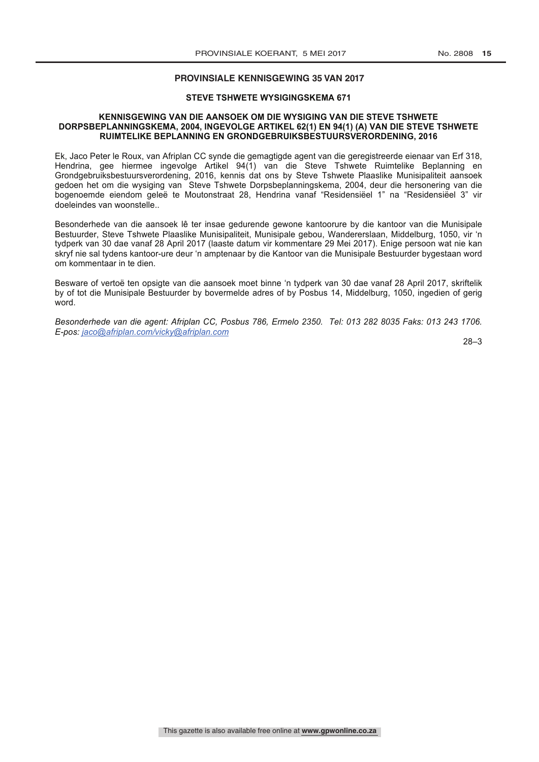## PROVINSIALE KENNISGEWING 35 VAN 2017

### STEVE TSHWETE WYSIGINGSKEMA 671

### KENNISGEWING VAN DIE AANSOEK OM DIE WYSIGING VAN DIE STEVE TSHWETE DORPSBEPLANNINGSKEMA, 2004, INGEVOLGE ARTIKEL 62(1) EN 94(1) (A) VAN DIE STEVE TSHWETE RUIMTELIKE BEPLANNING EN GRONDGEBRUIKSBESTUURSVERORDENING, 2016

Ek, Jaco Peter le Roux, van Afriplan CC synde die gemagtigde agent van die geregistreerde eienaar van Erf 318, Hendrina, gee hiermee ingevolge Artikel 94(1) van die Steve Tshwete Ruimtelike Beplanning en Grondgebruiksbestuursverordening, 2016, kennis dat ons by Steve Tshwete Plaaslike Munisipaliteit aansoek gedoen het om die wysiging van Steve Tshwete Dorpsbeplanningskema, 2004, deur die hersonering van die bogenoemde eiendom geleë te Moutonstraat 28, Hendrina vanaf "Residensiëel 1" na "Residensiëel 3" vir doeleindes van woonstelle..

Besonderhede van die aansoek lê ter insae gedurende gewone kantoorure by die kantoor van die Munisipale Bestuurder, Steve Tshwete Plaaslike Munisipaliteit, Munisipale gebou, Wandererslaan, Middelburg, 1050, vir 'n tydperk van 30 dae vanaf 28 April 2017 (laaste datum vir kommentare 29 Mei 2017). Enige persoon wat nie kan skryf nie sal tydens kantoor-ure deur 'n amptenaar by die Kantoor van die Munisipale Bestuurder bygestaan word om kommentaar in te dien.

Besware of vertoë ten opsigte van die aansoek moet binne 'n tydperk van 30 dae vanaf 28 April 2017, skriftelik by of tot die Munisipale Bestuurder by bovermelde adres of by Posbus 14, Middelburg, 1050, ingedien of gerig word.

*Besonderhede van die agent: Afriplan CC, Posbus 786, Ermelo 2350. Tel: 013 282 8035 Faks: 013 243 1706. E-pos: jaco@afriplan.com/vicky@afriplan.com*

28–3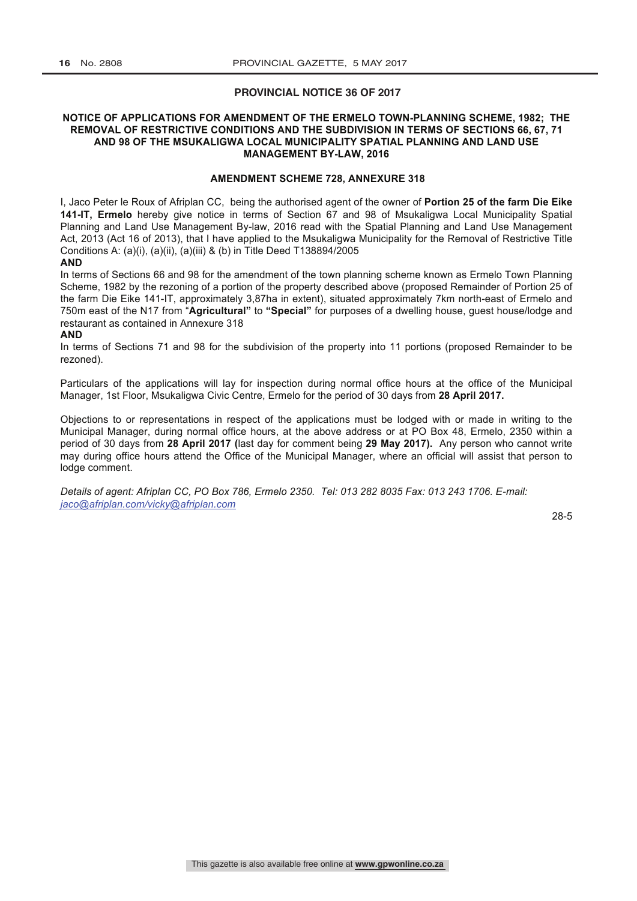## PROVINCIAL NOTICE 36 OF 2017

### NOTICE OF APPLICATIONS FOR AMENDMENT OF THE ERMELO TOWN-PLANNING SCHEME, 1982; THE REMOVAL OF RESTRICTIVE CONDITIONS AND THE SUBDIVISION IN TERMS OF SECTIONS 66, 67, 71 AND 98 OF THE MSUKALIGWA LOCAL MUNICIPALITY SPATIAL PLANNING AND LAND USE MANAGEMENT BY-LAW, 2016

### AMENDMENT SCHEME 728, ANNEXURE 318

I, Jaco Peter le Roux of Afriplan CC, being the authorised agent of the owner of **Portion 25 of the farm Die Eike 141-IT, Ermelo** hereby give notice in terms of Section 67 and 98 of Msukaligwa Local Municipality Spatial Planning and Land Use Management By-law, 2016 read with the Spatial Planning and Land Use Management Act, 2013 (Act 16 of 2013), that I have applied to the Msukaligwa Municipality for the Removal of Restrictive Title Conditions A: (a)(i), (a)(ii), (a)(iii) & (b) in Title Deed T138894/2005

**AND**

In terms of Sections 66 and 98 for the amendment of the town planning scheme known as Ermelo Town Planning Scheme, 1982 by the rezoning of a portion of the property described above (proposed Remainder of Portion 25 of the farm Die Eike 141-IT, approximately 3,87ha in extent), situated approximately 7km north-east of Ermelo and 750m east of the N17 from "**Agricultural"** to **"Special"** for purposes of a dwelling house, guest house/lodge and restaurant as contained in Annexure 318

**AND**

In terms of Sections 71 and 98 for the subdivision of the property into 11 portions (proposed Remainder to be rezoned).

Particulars of the applications will lay for inspection during normal office hours at the office of the Municipal Manager, 1st Floor, Msukaligwa Civic Centre, Ermelo for the period of 30 days from **28 April 2017.**

Objections to or representations in respect of the applications must be lodged with or made in writing to the Municipal Manager, during normal office hours, at the above address or at PO Box 48, Ermelo, 2350 within a period of 30 days from **28 April 2017 (**last day for comment being **29 May 2017).** Any person who cannot write may during office hours attend the Office of the Municipal Manager, where an official will assist that person to lodge comment.

*Details of agent: Afriplan CC, PO Box 786, Ermelo 2350. Tel: 013 282 8035 Fax: 013 243 1706. E-mail: jaco@afriplan.com/vicky@afriplan.com*

28-5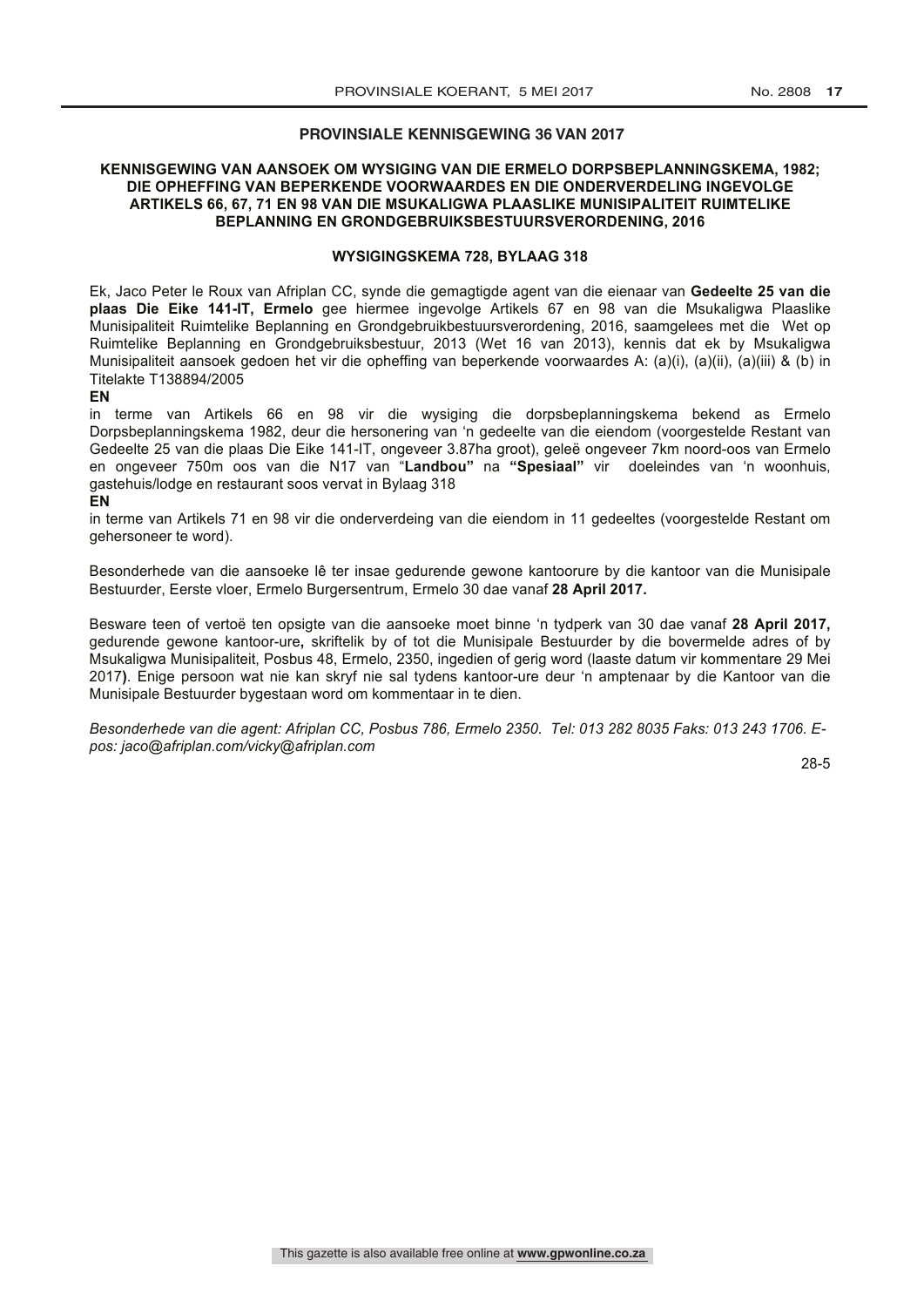## PROVINSIALE KENNISGEWING 36 VAN 2017

### KENNISGEWING VAN AANSOEK OM WYSIGING VAN DIE ERMELO DORPSBEPLANNINGSKEMA, 1982; DIE OPHEFFING VAN BEPERKENDE VOORWAARDES EN DIE ONDERVERDELING INGEVOLGE ARTIKELS 66, 67, 71 EN 98 VAN DIE MSUKALIGWA PLAASLIKE MUNISIPALITEIT RUIMTELIKE BEPLANNING EN GRONDGEBRUIKSBESTUURSVERORDENING, 2016

### WYSIGINGSKEMA 728, BYLAAG 318

Ek, Jaco Peter le Roux van Afriplan CC, synde die gemagtigde agent van die eienaar van **Gedeelte 25 van die plaas Die Eike 141-IT, Ermelo** gee hiermee ingevolge Artikels 67 en 98 van die Msukaligwa Plaaslike Munisipaliteit Ruimtelike Beplanning en Grondgebruikbestuursverordening, 2016, saamgelees met die Wet op Ruimtelike Beplanning en Grondgebruiksbestuur, 2013 (Wet 16 van 2013), kennis dat ek by Msukaligwa Munisipaliteit aansoek gedoen het vir die opheffing van beperkende voorwaardes A: (a)(i), (a)(ii), (a)(iii) & (b) in Titelakte T138894/2005

**EN**

in terme van Artikels 66 en 98 vir die wysiging die dorpsbeplanningskema bekend as Ermelo Dorpsbeplanningskema 1982, deur die hersonering van 'n gedeelte van die eiendom (voorgestelde Restant van Gedeelte 25 van die plaas Die Eike 141-IT, ongeveer 3.87ha groot), geleë ongeveer 7km noord-oos van Ermelo en ongeveer 750m oos van die N17 van "**Landbou"** na **"Spesiaal"** vir doeleindes van 'n woonhuis, gastehuis/lodge en restaurant soos vervat in Bylaag 318

**EN**

in terme van Artikels 71 en 98 vir die onderverdeing van die eiendom in 11 gedeeltes (voorgestelde Restant om gehersoneer te word).

Besonderhede van die aansoeke lê ter insae gedurende gewone kantoorure by die kantoor van die Munisipale Bestuurder, Eerste vloer, Ermelo Burgersentrum, Ermelo 30 dae vanaf **28 April 2017.**

Besware teen of vertoë ten opsigte van die aansoeke moet binne 'n tydperk van 30 dae vanaf **28 April 2017,** gedurende gewone kantoor-ure**,** skriftelik by of tot die Munisipale Bestuurder by die bovermelde adres of by Msukaligwa Munisipaliteit, Posbus 48, Ermelo, 2350, ingedien of gerig word (laaste datum vir kommentare 29 Mei 2017**)**. Enige persoon wat nie kan skryf nie sal tydens kantoor-ure deur 'n amptenaar by die Kantoor van die Munisipale Bestuurder bygestaan word om kommentaar in te dien.

*Besonderhede van die agent: Afriplan CC, Posbus 786, Ermelo 2350. Tel: 013 282 8035 Faks: 013 243 1706. E-pos: jaco@afriplan.com/vicky@afriplan.com*

28-5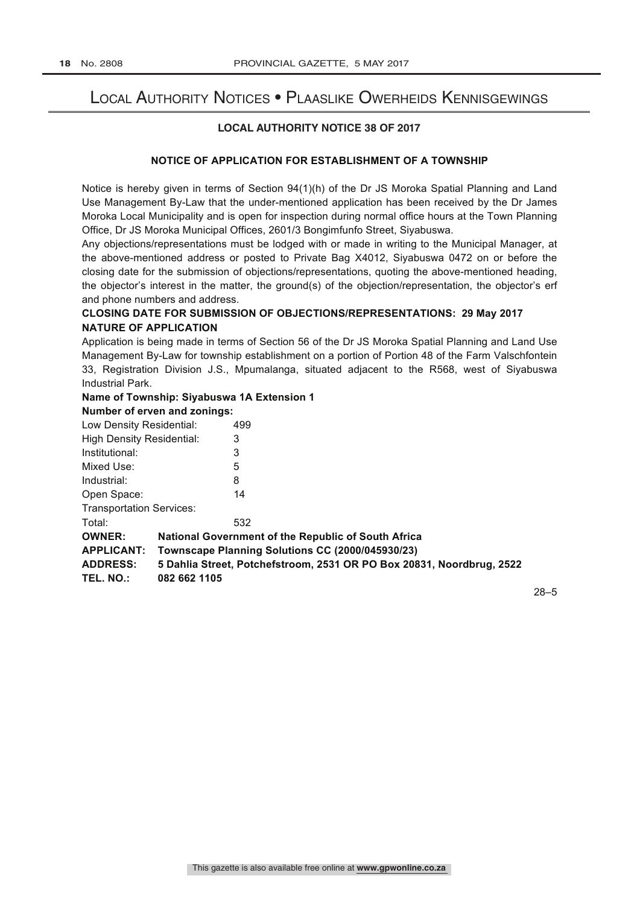# LOCAL AUTHORITY NOTICES • PLAASLIKE OWERHEIDS KENNISGEWINGS

## LOCAL AUTHORITY NOTICE 38 OF 2017

### NOTICE OF APPLICATION FOR ESTABLISHMENT OF A TOWNSHIP

Notice is hereby given in terms of Section 94(1)(h) of the Dr JS Moroka Spatial Planning and Land Use Management By-Law that the under-mentioned application has been received by the Dr James Moroka Local Municipality and is open for inspection during normal office hours at the Town Planning Office, Dr JS Moroka Municipal Offices, 2601/3 Bongimfunfo Street, Siyabuswa.

Any objections/representations must be lodged with or made in writing to the Municipal Manager, at the above-mentioned address or posted to Private Bag X4012, Siyabuswa 0472 on or before the closing date for the submission of objections/representations, quoting the above-mentioned heading, the objector's interest in the matter, the ground(s) of the objection/representation, the objector's erf and phone numbers and address.

**CLOSING DATE FOR SUBMISSION OF OBJECTIONS/REPRESENTATIONS: 29 May 2017**

**NATURE OF APPLICATION**

Application is being made in terms of Section 56 of the Dr JS Moroka Spatial Planning and Land Use Management By-Law for township establishment on a portion of Portion 48 of the Farm Valschfontein 33, Registration Division J.S., Mpumalanga, situated adjacent to the R568, west of Siyabuswa Industrial Park.

**Name of Township: Siyabuswa 1A Extension 1**

**Number of erven and zonings:**

| | |
|---|---|
| Low Density Residential: | 499 |
| High Density Residential: | 3 |
| Institutional: | 3 |
| Mixed Use: | 5 |
| Industrial: | 8 |
| Open Space: | 14 |
| Transportation Services: | |
| Total: | 532 |

**OWNER:** **National Government of the Republic of South Africa**

**APPLICANT:** **Townscape Planning Solutions CC (2000/045930/23)**

**ADDRESS:** **5 Dahlia Street, Potchefstroom, 2531 OR PO Box 20831, Noordbrug, 2522**

**TEL. NO.:** **082 662 1105**

28–5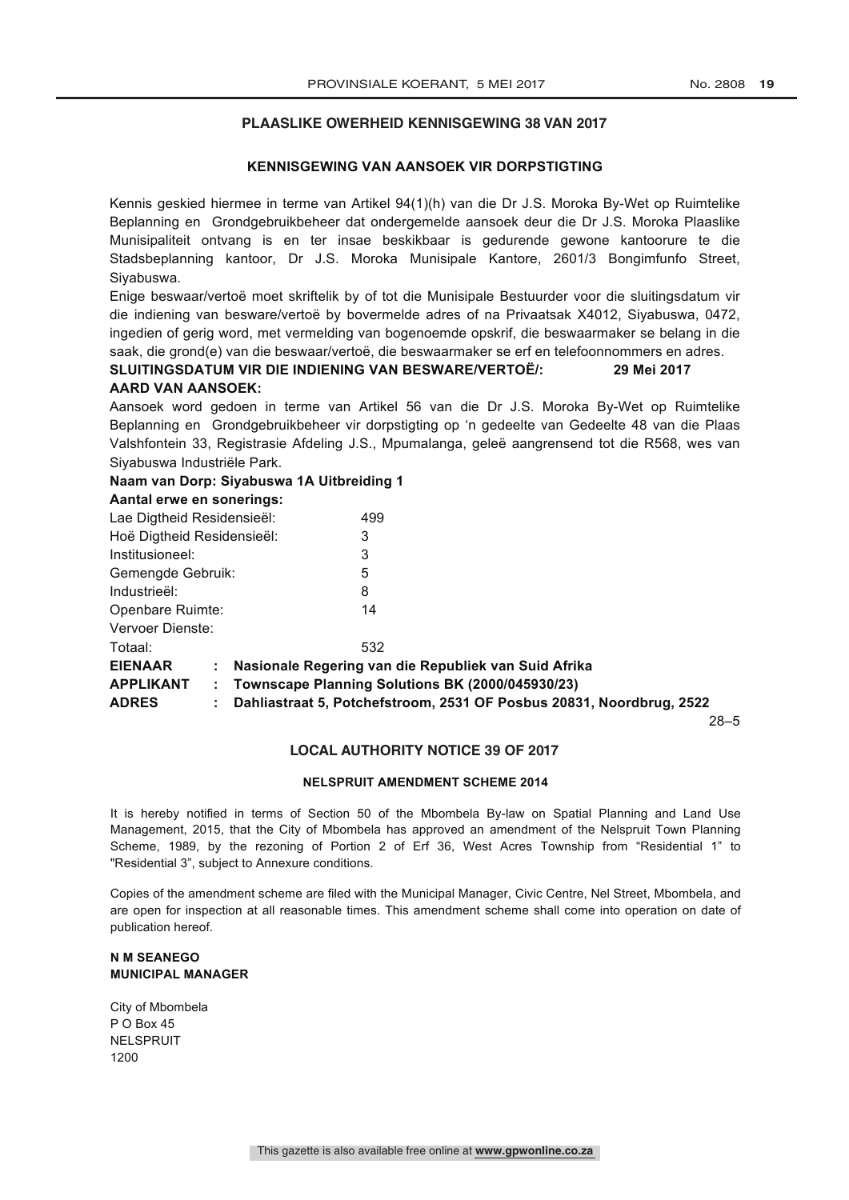## PLAASLIKE OWERHEID KENNISGEWING 38 VAN 2017

### KENNISGEWING VAN AANSOEK VIR DORPSTIGTING

Kennis geskied hiermee in terme van Artikel 94(1)(h) van die Dr J.S. Moroka By-Wet op Ruimtelike Beplanning en Grondgebruikbeheer dat ondergemelde aansoek deur die Dr J.S. Moroka Plaaslike Munisipaliteit ontvang is en ter insae beskikbaar is gedurende gewone kantoorure te die Stadsbeplanning kantoor, Dr J.S. Moroka Munisipale Kantore, 2601/3 Bongimfunfo Street, Siyabuswa.

Enige beswaar/vertoë moet skriftelik by of tot die Munisipale Bestuurder voor die sluitingsdatum vir die indiening van besware/vertoë by bovermelde adres of na Privaatsak X4012, Siyabuswa, 0472, ingedien of gerig word, met vermelding van bogenoemde opskrif, die beswaarmaker se belang in die saak, die grond(e) van die beswaar/vertoë, die beswaarmaker se erf en telefoonnommers en adres.

**SLUITINGSDATUM VIR DIE INDIENING VAN BESWARE/VERTOË/: 29 Mei 2017**

**AARD VAN AANSOEK:**

Aansoek word gedoen in terme van Artikel 56 van die Dr J.S. Moroka By-Wet op Ruimtelike Beplanning en Grondgebruikbeheer vir dorpstigting op 'n gedeelte van Gedeelte 48 van die Plaas Valshfontein 33, Registrasie Afdeling J.S., Mpumalanga, geleë aangrensend tot die R568, wes van Siyabuswa Industriële Park.

**Naam van Dorp: Siyabuswa 1A Uitbreiding 1**

**Aantal erwe en sonerings:**

| | |
|---|---|
| Lae Digtheid Residensieël: | 499 |
| Hoë Digtheid Residensieël: | 3 |
| Institusioneel: | 3 |
| Gemengde Gebruik: | 5 |
| Industrieël: | 8 |
| Openbare Ruimte: | 14 |
| Vervoer Dienste: | |
| Totaal: | 532 |

**EIENAAR : Nasionale Regering van die Republiek van Suid Afrika**
**APPLIKANT : Townscape Planning Solutions BK (2000/045930/23)**
**ADRES : Dahliastraat 5, Potchefstroom, 2531 OF Posbus 20831, Noordbrug, 2522**

28–5

## LOCAL AUTHORITY NOTICE 39 OF 2017

### NELSPRUIT AMENDMENT SCHEME 2014

It is hereby notified in terms of Section 50 of the Mbombela By-law on Spatial Planning and Land Use Management, 2015, that the City of Mbombela has approved an amendment of the Nelspruit Town Planning Scheme, 1989, by the rezoning of Portion 2 of Erf 36, West Acres Township from "Residential 1" to "Residential 3", subject to Annexure conditions.

Copies of the amendment scheme are filed with the Municipal Manager, Civic Centre, Nel Street, Mbombela, and are open for inspection at all reasonable times. This amendment scheme shall come into operation on date of publication hereof.

**N M SEANEGO**
**MUNICIPAL MANAGER**

City of Mbombela
P O Box 45
NELSPRUIT
1200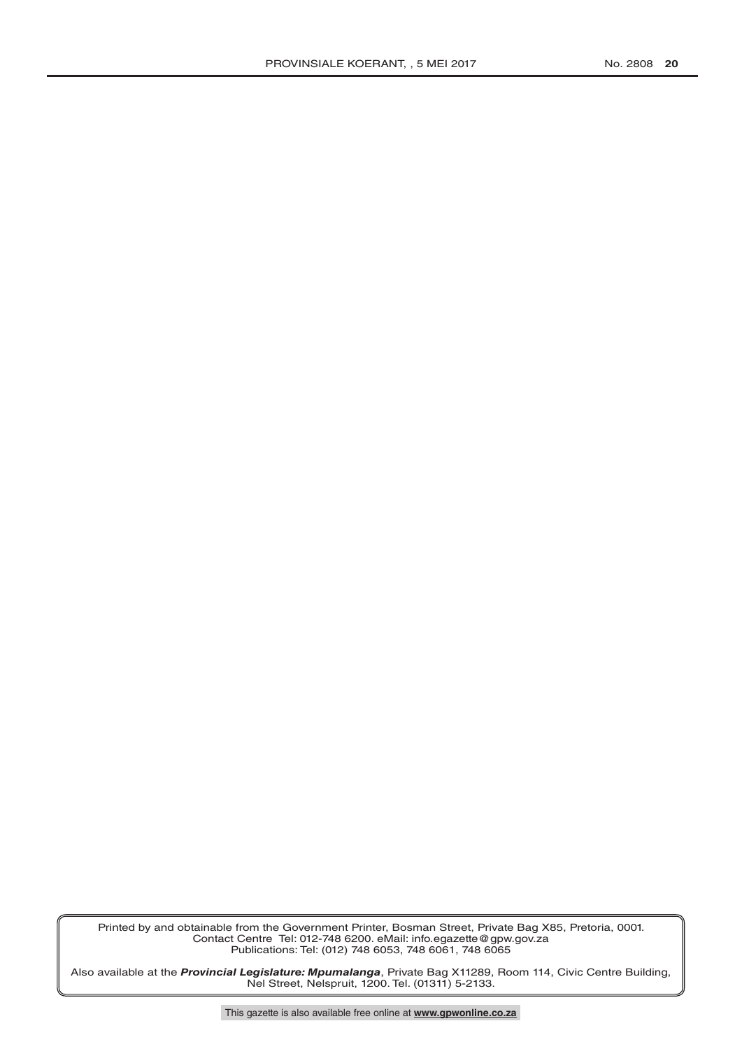Printed by and obtainable from the Government Printer, Bosman Street, Private Bag X85, Pretoria, 0001.
Contact Centre Tel: 012-748 6200. eMail: info.egazette@gpw.gov.za
Publications: Tel: (012) 748 6053, 748 6061, 748 6065

Also available at the ***Provincial Legislature: Mpumalanga***, Private Bag X11289, Room 114, Civic Centre Building, Nel Street, Nelspruit, 1200. Tel. (01311) 5-2133.

This gazette is also available free online at **www.gpwonline.co.za**